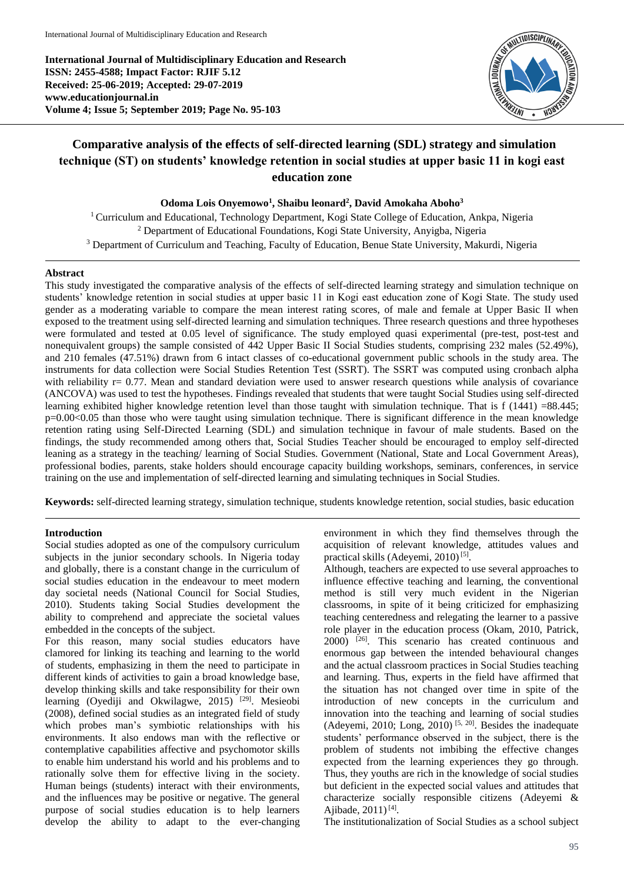**International Journal of Multidisciplinary Education and Research**
**ISSN: 2455-4588; Impact Factor: RJIF 5.12**
**Received: 25-06-2019; Accepted: 29-07-2019**
**www.educationjournal.in**

# Comparative analysis of the effects of self-directed learning (SDL) strategy and simulation technique (ST) on students' knowledge retention in social studies at upper basic 11 in kogi east education zone

**Odoma Lois Onyemowo[1], Shaibu leonard[2], David Amokaha Aboho[3]**

[1] Curriculum and Educational, Technology Department, Kogi State College of Education, Ankpa, Nigeria
[2] Department of Educational Foundations, Kogi State University, Anyigba, Nigeria
[3] Department of Curriculum and Teaching, Faculty of Education, Benue State University, Makurdi, Nigeria

## Abstract

This study investigated the comparative analysis of the effects of self-directed learning strategy and simulation technique on students' knowledge retention in social studies at upper basic 11 in Kogi east education zone of Kogi State. The study used gender as a moderating variable to compare the mean interest rating scores, of male and female at Upper Basic II when exposed to the treatment using self-directed learning and simulation techniques. Three research questions and three hypotheses were formulated and tested at 0.05 level of significance. The study employed quasi experimental (pre-test, post-test and nonequivalent groups) the sample consisted of 442 Upper Basic II Social Studies students, comprising 232 males (52.49%), and 210 females (47.51%) drawn from 6 intact classes of co-educational government public schools in the study area. The instruments for data collection were Social Studies Retention Test (SSRT). The SSRT was computed using cronbach alpha with reliability r= 0.77. Mean and standard deviation were used to answer research questions while analysis of covariance (ANCOVA) was used to test the hypotheses. Findings revealed that students that were taught Social Studies using self-directed learning exhibited higher knowledge retention level than those taught with simulation technique. That is f (1441) =88.445; p=0.00<0.05 than those who were taught using simulation technique. There is significant difference in the mean knowledge retention rating using Self-Directed Learning (SDL) and simulation technique in favour of male students. Based on the findings, the study recommended among others that, Social Studies Teacher should be encouraged to employ self-directed leaning as a strategy in the teaching/ learning of Social Studies. Government (National, State and Local Government Areas), professional bodies, parents, stake holders should encourage capacity building workshops, seminars, conferences, in service training on the use and implementation of self-directed learning and simulating techniques in Social Studies.

**Keywords:** self-directed learning strategy, simulation technique, students knowledge retention, social studies, basic education

## Introduction

Social studies adopted as one of the compulsory curriculum subjects in the junior secondary schools. In Nigeria today and globally, there is a constant change in the curriculum of social studies education in the endeavour to meet modern day societal needs (National Council for Social Studies, 2010). Students taking Social Studies development the ability to comprehend and appreciate the societal values embedded in the concepts of the subject.

For this reason, many social studies educators have clamored for linking its teaching and learning to the world of students, emphasizing in them the need to participate in different kinds of activities to gain a broad knowledge base, develop thinking skills and take responsibility for their own learning (Oyediji and Okwilagwe, 2015) [29]. Mesieobi (2008), defined social studies as an integrated field of study which probes man's symbiotic relationships with his environments. It also endows man with the reflective or contemplative capabilities affective and psychomotor skills to enable him understand his world and his problems and to rationally solve them for effective living in the society. Human beings (students) interact with their environments, and the influences may be positive or negative. The general purpose of social studies education is to help learners develop the ability to adapt to the ever-changing environment in which they find themselves through the acquisition of relevant knowledge, attitudes values and practical skills (Adeyemi, 2010) [5].

Although, teachers are expected to use several approaches to influence effective teaching and learning, the conventional method is still very much evident in the Nigerian classrooms, in spite of it being criticized for emphasizing teaching centeredness and relegating the learner to a passive role player in the education process (Okam, 2010, Patrick, 2000) [26]. This scenario has created continuous and enormous gap between the intended behavioural changes and the actual classroom practices in Social Studies teaching and learning. Thus, experts in the field have affirmed that the situation has not changed over time in spite of the introduction of new concepts in the curriculum and innovation into the teaching and learning of social studies (Adeyemi, 2010; Long, 2010) [5, 20]. Besides the inadequate students' performance observed in the subject, there is the problem of students not imbibing the effective changes expected from the learning experiences they go through. Thus, they youths are rich in the knowledge of social studies but deficient in the expected social values and attitudes that characterize socially responsible citizens (Adeyemi & Ajibade, 2011) [4].

The institutionalization of Social Studies as a school subject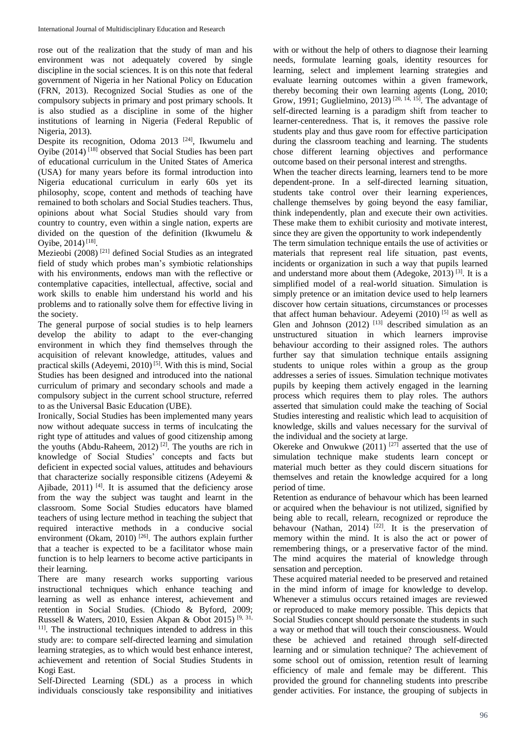rose out of the realization that the study of man and his environment was not adequately covered by single discipline in the social sciences. It is on this note that federal government of Nigeria in her National Policy on Education (FRN, 2013). Recognized Social Studies as one of the compulsory subjects in primary and post primary schools. It is also studied as a discipline in some of the higher institutions of learning in Nigeria (Federal Republic of Nigeria, 2013).

Despite its recognition, Odoma 2013 [24], Ikwumelu and Oyibe (2014) [18] observed that Social Studies has been part of educational curriculum in the United States of America (USA) for many years before its formal introduction into Nigeria educational curriculum in early 60s yet its philosophy, scope, content and methods of teaching have remained to both scholars and Social Studies teachers. Thus, opinions about what Social Studies should vary from country to country, even within a single nation, experts are divided on the question of the definition (Ikwumelu & Oyibe, 2014) [18].

Mezieobi (2008) [21] defined Social Studies as an integrated field of study which probes man's symbiotic relationships with his environments, endows man with the reflective or contemplative capacities, intellectual, affective, social and work skills to enable him understand his world and his problems and to rationally solve them for effective living in the society.

The general purpose of social studies is to help learners develop the ability to adapt to the ever-changing environment in which they find themselves through the acquisition of relevant knowledge, attitudes, values and practical skills (Adeyemi, 2010) [5]. With this is mind, Social Studies has been designed and introduced into the national curriculum of primary and secondary schools and made a compulsory subject in the current school structure, referred to as the Universal Basic Education (UBE).

Ironically, Social Studies has been implemented many years now without adequate success in terms of inculcating the right type of attitudes and values of good citizenship among the youths (Abdu-Raheem, 2012) [2]. The youths are rich in knowledge of Social Studies' concepts and facts but deficient in expected social values, attitudes and behaviours that characterize socially responsible citizens (Adeyemi & Ajibade, 2011) [4]. It is assumed that the deficiency arose from the way the subject was taught and learnt in the classroom. Some Social Studies educators have blamed teachers of using lecture method in teaching the subject that required interactive methods in a conducive social environment (Okam, 2010) [26]. The authors explain further that a teacher is expected to be a facilitator whose main function is to help learners to become active participants in their learning.

There are many research works supporting various instructional techniques which enhance teaching and learning as well as enhance interest, achievement and retention in Social Studies. (Chiodo & Byford, 2009; Russell & Waters, 2010, Essien Akpan & Obot 2015) [9, 31, 11]. The instructional techniques intended to address in this study are: to compare self-directed learning and simulation learning strategies, as to which would best enhance interest, achievement and retention of Social Studies Students in Kogi East.

Self-Directed Learning (SDL) as a process in which individuals consciously take responsibility and initiatives with or without the help of others to diagnose their learning needs, formulate learning goals, identity resources for learning, select and implement learning strategies and evaluate learning outcomes within a given framework, thereby becoming their own learning agents (Long, 2010; Grow, 1991; Guglielmino, 2013) [20, 14, 15]. The advantage of self-directed learning is a paradigm shift from teacher to learner-centeredness. That is, it removes the passive role students play and thus gave room for effective participation during the classroom teaching and learning. The students chose different learning objectives and performance outcome based on their personal interest and strengths.

When the teacher directs learning, learners tend to be more dependent-prone. In a self-directed learning situation, students take control over their learning experiences, challenge themselves by going beyond the easy familiar, think independently, plan and execute their own activities. These make them to exhibit curiosity and motivate interest, since they are given the opportunity to work independently

The term simulation technique entails the use of activities or materials that represent real life situation, past events, incidents or organization in such a way that pupils learned and understand more about them (Adegoke, 2013) [3]. It is a simplified model of a real-world situation. Simulation is simply pretence or an imitation device used to help learners discover how certain situations, circumstances or processes that affect human behaviour. Adeyemi (2010) [5] as well as Glen and Johnson (2012) [13] described simulation as an unstructured situation in which learners improvise behaviour according to their assigned roles. The authors further say that simulation technique entails assigning students to unique roles within a group as the group addresses a series of issues. Simulation technique motivates pupils by keeping them actively engaged in the learning process which requires them to play roles. The authors asserted that simulation could make the teaching of Social Studies interesting and realistic which lead to acquisition of knowledge, skills and values necessary for the survival of the individual and the society at large.

Okereke and Onwukwe (2011) [27] asserted that the use of simulation technique make students learn concept or material much better as they could discern situations for themselves and retain the knowledge acquired for a long period of time.

Retention as endurance of behavour which has been learned or acquired when the behaviour is not utilized, signified by being able to recall, relearn, recognized or reproduce the behavour (Nathan, 2014) [22]. It is the preservation of memory within the mind. It is also the act or power of remembering things, or a preservative factor of the mind. The mind acquires the material of knowledge through sensation and perception.

These acquired material needed to be preserved and retained in the mind inform of image for knowledge to develop. Whenever a stimulus occurs retained images are reviewed or reproduced to make memory possible. This depicts that Social Studies concept should personate the students in such a way or method that will touch their consciousness. Would these be achieved and retained through self-directed learning and or simulation technique? The achievement of some school out of omission, retention result of learning efficiency of male and female may be different. This provided the ground for channeling students into prescribe gender activities. For instance, the grouping of subjects in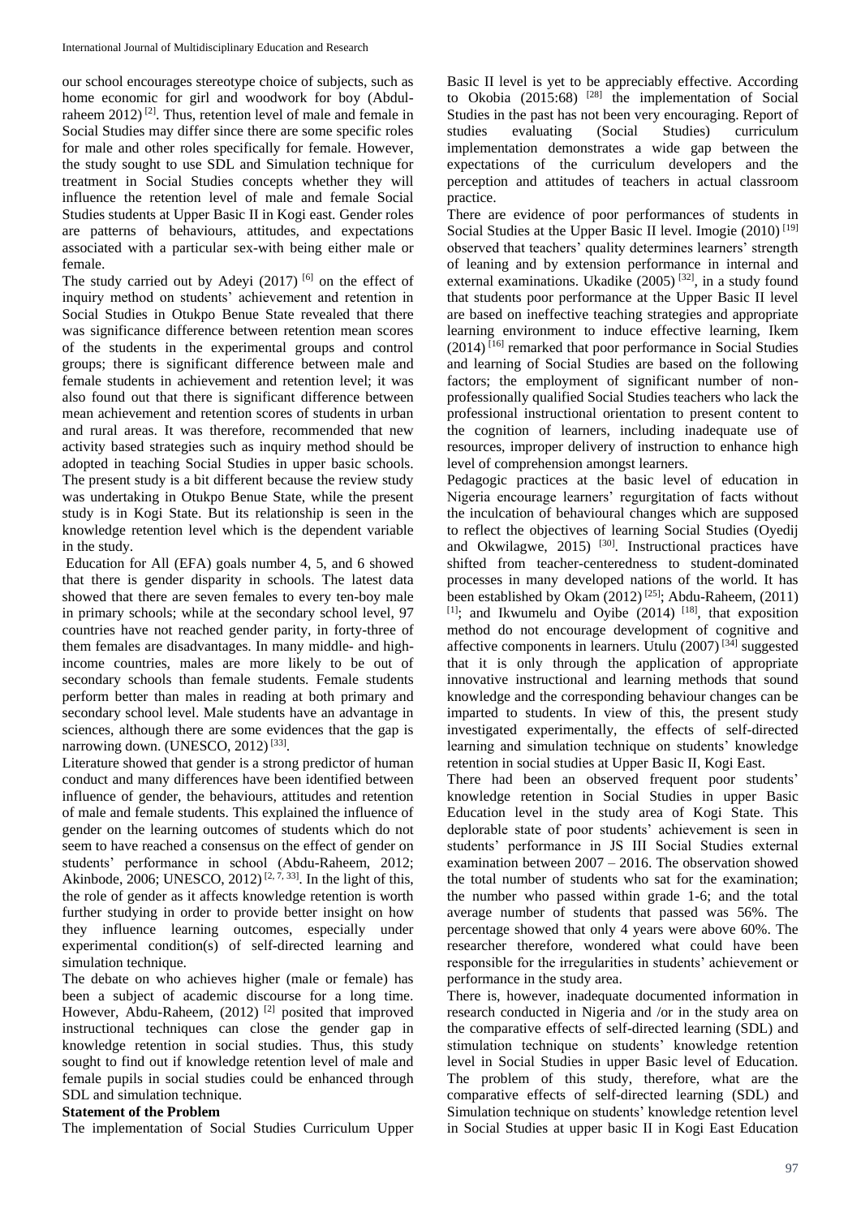our school encourages stereotype choice of subjects, such as home economic for girl and woodwork for boy (Abdul-raheem 2012) [2]. Thus, retention level of male and female in Social Studies may differ since there are some specific roles for male and other roles specifically for female. However, the study sought to use SDL and Simulation technique for treatment in Social Studies concepts whether they will influence the retention level of male and female Social Studies students at Upper Basic II in Kogi east. Gender roles are patterns of behaviours, attitudes, and expectations associated with a particular sex-with being either male or female.

The study carried out by Adeyi (2017) [6] on the effect of inquiry method on students' achievement and retention in Social Studies in Otukpo Benue State revealed that there was significance difference between retention mean scores of the students in the experimental groups and control groups; there is significant difference between male and female students in achievement and retention level; it was also found out that there is significant difference between mean achievement and retention scores of students in urban and rural areas. It was therefore, recommended that new activity based strategies such as inquiry method should be adopted in teaching Social Studies in upper basic schools. The present study is a bit different because the review study was undertaking in Otukpo Benue State, while the present study is in Kogi State. But its relationship is seen in the knowledge retention level which is the dependent variable in the study.

Education for All (EFA) goals number 4, 5, and 6 showed that there is gender disparity in schools. The latest data showed that there are seven females to every ten-boy male in primary schools; while at the secondary school level, 97 countries have not reached gender parity, in forty-three of them females are disadvantages. In many middle- and high-income countries, males are more likely to be out of secondary schools than female students. Female students perform better than males in reading at both primary and secondary school level. Male students have an advantage in sciences, although there are some evidences that the gap is narrowing down. (UNESCO, 2012) [33].

Literature showed that gender is a strong predictor of human conduct and many differences have been identified between influence of gender, the behaviours, attitudes and retention of male and female students. This explained the influence of gender on the learning outcomes of students which do not seem to have reached a consensus on the effect of gender on students' performance in school (Abdu-Raheem, 2012; Akinbode, 2006; UNESCO, 2012) [2, 7, 33]. In the light of this, the role of gender as it affects knowledge retention is worth further studying in order to provide better insight on how they influence learning outcomes, especially under experimental condition(s) of self-directed learning and simulation technique.

The debate on who achieves higher (male or female) has been a subject of academic discourse for a long time. However, Abdu-Raheem, (2012) [2] posited that improved instructional techniques can close the gender gap in knowledge retention in social studies. Thus, this study sought to find out if knowledge retention level of male and female pupils in social studies could be enhanced through SDL and simulation technique.

**Statement of the Problem**

The implementation of Social Studies Curriculum Upper Basic II level is yet to be appreciably effective. According to Okobia (2015:68) [28] the implementation of Social Studies in the past has not been very encouraging. Report of studies evaluating (Social Studies) curriculum implementation demonstrates a wide gap between the expectations of the curriculum developers and the perception and attitudes of teachers in actual classroom practice.

There are evidence of poor performances of students in Social Studies at the Upper Basic II level. Imogie (2010) [19] observed that teachers' quality determines learners' strength of leaning and by extension performance in internal and external examinations. Ukadike (2005) [32], in a study found that students poor performance at the Upper Basic II level are based on ineffective teaching strategies and appropriate learning environment to induce effective learning, Ikem (2014) [16] remarked that poor performance in Social Studies and learning of Social Studies are based on the following factors; the employment of significant number of non-professionally qualified Social Studies teachers who lack the professional instructional orientation to present content to the cognition of learners, including inadequate use of resources, improper delivery of instruction to enhance high level of comprehension amongst learners.

Pedagogic practices at the basic level of education in Nigeria encourage learners' regurgitation of facts without the inculcation of behavioural changes which are supposed to reflect the objectives of learning Social Studies (Oyedij and Okwilagwe, 2015) [30]. Instructional practices have shifted from teacher-centeredness to student-dominated processes in many developed nations of the world. It has been established by Okam (2012) [25]; Abdu-Raheem, (2011) [1]; and Ikwumelu and Oyibe (2014) [18], that exposition method do not encourage development of cognitive and affective components in learners. Utulu (2007) [34] suggested that it is only through the application of appropriate innovative instructional and learning methods that sound knowledge and the corresponding behaviour changes can be imparted to students. In view of this, the present study investigated experimentally, the effects of self-directed learning and simulation technique on students' knowledge retention in social studies at Upper Basic II, Kogi East.

There had been an observed frequent poor students' knowledge retention in Social Studies in upper Basic Education level in the study area of Kogi State. This deplorable state of poor students' achievement is seen in students' performance in JS III Social Studies external examination between 2007 – 2016. The observation showed the total number of students who sat for the examination; the number who passed within grade 1-6; and the total average number of students that passed was 56%. The percentage showed that only 4 years were above 60%. The researcher therefore, wondered what could have been responsible for the irregularities in students' achievement or performance in the study area.

There is, however, inadequate documented information in research conducted in Nigeria and /or in the study area on the comparative effects of self-directed learning (SDL) and stimulation technique on students' knowledge retention level in Social Studies in upper Basic level of Education. The problem of this study, therefore, what are the comparative effects of self-directed learning (SDL) and Simulation technique on students' knowledge retention level in Social Studies at upper basic II in Kogi East Education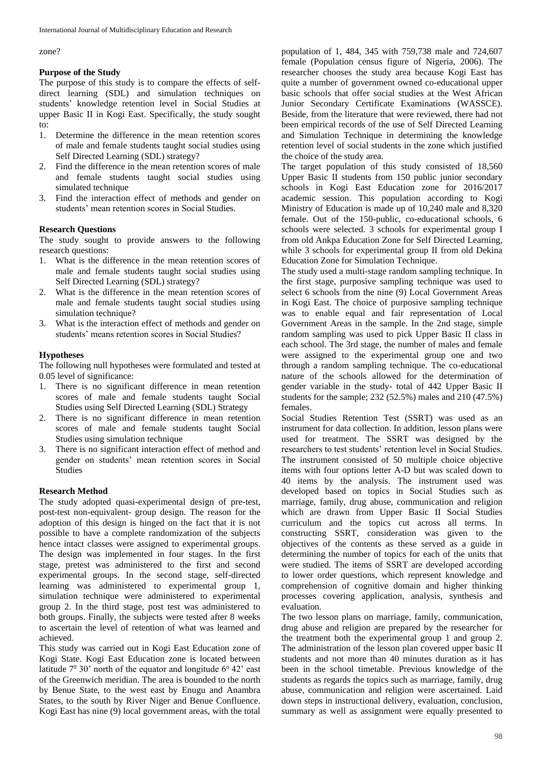zone?

### Purpose of the Study

The purpose of this study is to compare the effects of self-direct learning (SDL) and simulation techniques on students' knowledge retention level in Social Studies at upper Basic II in Kogi East. Specifically, the study sought to:

1. Determine the difference in the mean retention scores of male and female students taught social studies using Self Directed Learning (SDL) strategy?
2. Find the difference in the mean retention scores of male and female students taught social studies using simulated technique
3. Find the interaction effect of methods and gender on students' mean retention scores in Social Studies.

### Research Questions

The study sought to provide answers to the following research questions:

1. What is the difference in the mean retention scores of male and female students taught social studies using Self Directed Learning (SDL) strategy?
2. What is the difference in the mean retention scores of male and female students taught social studies using simulation technique?
3. What is the interaction effect of methods and gender on students' means retention scores in Social Studies?

### Hypotheses

The following null hypotheses were formulated and tested at 0.05 level of significance:

1. There is no significant difference in mean retention scores of male and female students taught Social Studies using Self Directed Learning (SDL) Strategy
2. There is no significant difference in mean retention scores of male and female students taught Social Studies using simulation technique
3. There is no significant interaction effect of method and gender on students' mean retention scores in Social Studies

### Research Method

The study adopted quasi-experimental design of pre-test, post-test non-equivalent- group design. The reason for the adoption of this design is hinged on the fact that it is not possible to have a complete randomization of the subjects hence intact classes were assigned to experimental groups. The design was implemented in four stages. In the first stage, pretest was administered to the first and second experimental groups. In the second stage, self-directed learning was administered to experimental group 1, simulation technique were administered to experimental group 2. In the third stage, post test was administered to both groups. Finally, the subjects were tested after 8 weeks to ascertain the level of retention of what was learned and achieved.

This study was carried out in Kogi East Education zone of Kogi State. Kogi East Education zone is located between latitude $7^0$ 30' north of the equator and longitude $6^o$ 42' east of the Greenwich meridian. The area is bounded to the north by Benue State, to the west east by Enugu and Anambra States, to the south by River Niger and Benue Confluence. Kogi East has nine (9) local government areas, with the total population of 1, 484, 345 with 759,738 male and 724,607 female (Population census figure of Nigeria, 2006). The researcher chooses the study area because Kogi East has quite a number of government owned co-educational upper basic schools that offer social studies at the West African Junior Secondary Certificate Examinations (WASSCE). Beside, from the literature that were reviewed, there had not been empirical records of the use of Self Directed Learning and Simulation Technique in determining the knowledge retention level of social students in the zone which justified the choice of the study area.

The target population of this study consisted of 18,560 Upper Basic II students from 150 public junior secondary schools in Kogi East Education zone for 2016/2017 academic session. This population according to Kogi Ministry of Education is made up of 10,240 male and 8,320 female. Out of the 150-public, co-educational schools, 6 schools were selected. 3 schools for experimental group I from old Ankpa Education Zone for Self Directed Learning, while 3 schools for experimental group II from old Dekina Education Zone for Simulation Technique.

The study used a multi-stage random sampling technique. In the first stage, purposive sampling technique was used to select 6 schools from the nine (9) Local Government Areas in Kogi East. The choice of purposive sampling technique was to enable equal and fair representation of Local Government Areas in the sample. In the 2nd stage, simple random sampling was used to pick Upper Basic II class in each school. The 3rd stage, the number of males and female were assigned to the experimental group one and two through a random sampling technique. The co-educational nature of the schools allowed for the determination of gender variable in the study- total of 442 Upper Basic II students for the sample; 232 (52.5%) males and 210 (47.5%) females.

Social Studies Retention Test (SSRT) was used as an instrument for data collection. In addition, lesson plans were used for treatment. The SSRT was designed by the researchers to test students' retention level in Social Studies. The instrument consisted of 50 multiple choice objective items with four options letter A-D but was scaled down to 40 items by the analysis. The instrument used was developed based on topics in Social Studies such as marriage, family, drug abuse, communication and religion which are drawn from Upper Basic II Social Studies curriculum and the topics cut across all terms. In constructing SSRT, consideration was given to the objectives of the contents as these served as a guide in determining the number of topics for each of the units that were studied. The items of SSRT are developed according to lower order questions, which represent knowledge and comprehension of cognitive domain and higher thinking processes covering application, analysis, synthesis and evaluation.

The two lesson plans on marriage, family, communication, drug abuse and religion are prepared by the researcher for the treatment both the experimental group 1 and group 2. The administration of the lesson plan covered upper basic II students and not more than 40 minutes duration as it has been in the school timetable. Previous knowledge of the students as regards the topics such as marriage, family, drug abuse, communication and religion were ascertained. Laid down steps in instructional delivery, evaluation, conclusion, summary as well as assignment were equally presented to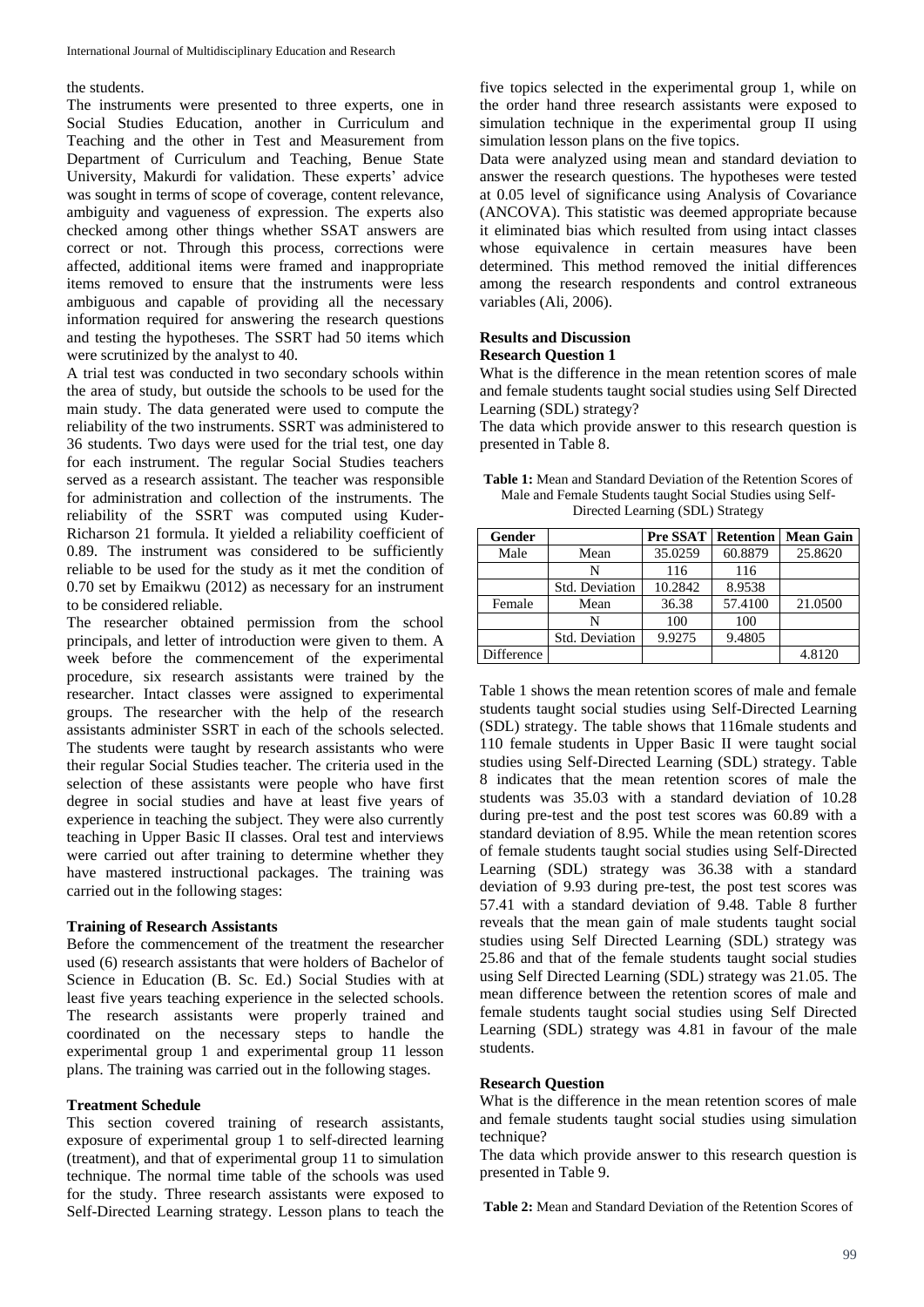the students.

The instruments were presented to three experts, one in Social Studies Education, another in Curriculum and Teaching and the other in Test and Measurement from Department of Curriculum and Teaching, Benue State University, Makurdi for validation. These experts' advice was sought in terms of scope of coverage, content relevance, ambiguity and vagueness of expression. The experts also checked among other things whether SSAT answers are correct or not. Through this process, corrections were affected, additional items were framed and inappropriate items removed to ensure that the instruments were less ambiguous and capable of providing all the necessary information required for answering the research questions and testing the hypotheses. The SSRT had 50 items which were scrutinized by the analyst to 40.

A trial test was conducted in two secondary schools within the area of study, but outside the schools to be used for the main study. The data generated were used to compute the reliability of the two instruments. SSRT was administered to 36 students. Two days were used for the trial test, one day for each instrument. The regular Social Studies teachers served as a research assistant. The teacher was responsible for administration and collection of the instruments. The reliability of the SSRT was computed using Kuder-Richarson 21 formula. It yielded a reliability coefficient of 0.89. The instrument was considered to be sufficiently reliable to be used for the study as it met the condition of 0.70 set by Emaikwu (2012) as necessary for an instrument to be considered reliable.

The researcher obtained permission from the school principals, and letter of introduction were given to them. A week before the commencement of the experimental procedure, six research assistants were trained by the researcher. Intact classes were assigned to experimental groups. The researcher with the help of the research assistants administer SSRT in each of the schools selected. The students were taught by research assistants who were their regular Social Studies teacher. The criteria used in the selection of these assistants were people who have first degree in social studies and have at least five years of experience in teaching the subject. They were also currently teaching in Upper Basic II classes. Oral test and interviews were carried out after training to determine whether they have mastered instructional packages. The training was carried out in the following stages:

**Training of Research Assistants**

Before the commencement of the treatment the researcher used (6) research assistants that were holders of Bachelor of Science in Education (B. Sc. Ed.) Social Studies with at least five years teaching experience in the selected schools. The research assistants were properly trained and coordinated on the necessary steps to handle the experimental group 1 and experimental group 11 lesson plans. The training was carried out in the following stages.

**Treatment Schedule**

This section covered training of research assistants, exposure of experimental group 1 to self-directed learning (treatment), and that of experimental group 11 to simulation technique. The normal time table of the schools was used for the study. Three research assistants were exposed to Self-Directed Learning strategy. Lesson plans to teach the five topics selected in the experimental group 1, while on the order hand three research assistants were exposed to simulation technique in the experimental group II using simulation lesson plans on the five topics.

Data were analyzed using mean and standard deviation to answer the research questions. The hypotheses were tested at 0.05 level of significance using Analysis of Covariance (ANCOVA). This statistic was deemed appropriate because it eliminated bias which resulted from using intact classes whose equivalence in certain measures have been determined. This method removed the initial differences among the research respondents and control extraneous variables (Ali, 2006).

## Results and Discussion

**Research Question 1**

What is the difference in the mean retention scores of male and female students taught social studies using Self Directed Learning (SDL) strategy?

The data which provide answer to this research question is presented in Table 8.

**Table 1:** Mean and Standard Deviation of the Retention Scores of Male and Female Students taught Social Studies using Self-Directed Learning (SDL) Strategy

| Gender | | Pre SSAT | Retention | Mean Gain |
|---|---|---|---|---|
| Male | Mean | 35.0259 | 60.8879 | 25.8620 |
| | N | 116 | 116 | |
| | Std. Deviation | 10.2842 | 8.9538 | |
| Female | Mean | 36.38 | 57.4100 | 21.0500 |
| | N | 100 | 100 | |
| | Std. Deviation | 9.9275 | 9.4805 | |
| Difference | | | | 4.8120 |

Table 1 shows the mean retention scores of male and female students taught social studies using Self-Directed Learning (SDL) strategy. The table shows that 116male students and 110 female students in Upper Basic II were taught social studies using Self-Directed Learning (SDL) strategy. Table 8 indicates that the mean retention scores of male the students was 35.03 with a standard deviation of 10.28 during pre-test and the post test scores was 60.89 with a standard deviation of 8.95. While the mean retention scores of female students taught social studies using Self-Directed Learning (SDL) strategy was 36.38 with a standard deviation of 9.93 during pre-test, the post test scores was 57.41 with a standard deviation of 9.48. Table 8 further reveals that the mean gain of male students taught social studies using Self Directed Learning (SDL) strategy was 25.86 and that of the female students taught social studies using Self Directed Learning (SDL) strategy was 21.05. The mean difference between the retention scores of male and female students taught social studies using Self Directed Learning (SDL) strategy was 4.81 in favour of the male students.

**Research Question**

What is the difference in the mean retention scores of male and female students taught social studies using simulation technique?

The data which provide answer to this research question is presented in Table 9.

**Table 2:** Mean and Standard Deviation of the Retention Scores of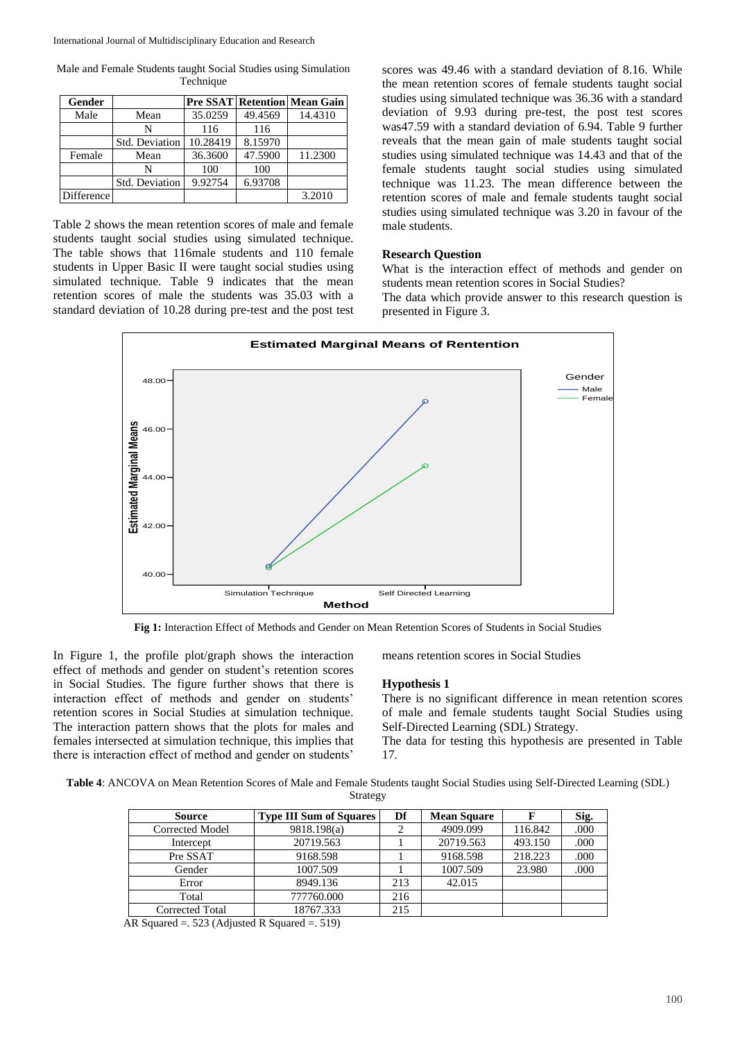Male and Female Students taught Social Studies using Simulation Technique

| Gender | | Pre SSAT | Retention | Mean Gain |
|---|---|---|---|---|
| Male | Mean | 35.0259 | 49.4569 | 14.4310 |
| | N | 116 | 116 | |
| | Std. Deviation | 10.28419 | 8.15970 | |
| Female | Mean | 36.3600 | 47.5900 | 11.2300 |
| | N | 100 | 100 | |
| | Std. Deviation | 9.92754 | 6.93708 | |
| Difference | | | | 3.2010 |

Table 2 shows the mean retention scores of male and female students taught social studies using simulated technique. The table shows that 116male students and 110 female students in Upper Basic II were taught social studies using simulated technique. Table 9 indicates that the mean retention scores of male the students was 35.03 with a standard deviation of 10.28 during pre-test and the post test scores was 49.46 with a standard deviation of 8.16. While the mean retention scores of female students taught social studies using simulated technique was 36.36 with a standard deviation of 9.93 during pre-test, the post test scores was47.59 with a standard deviation of 6.94. Table 9 further reveals that the mean gain of male students taught social studies using simulated technique was 14.43 and that of the female students taught social studies using simulated technique was 11.23. The mean difference between the retention scores of male and female students taught social studies using simulated technique was 3.20 in favour of the male students.

**Research Question**

What is the interaction effect of methods and gender on students mean retention scores in Social Studies?

The data which provide answer to this research question is presented in Figure 3.

**Fig 1:** Interaction Effect of Methods and Gender on Mean Retention Scores of Students in Social Studies

In Figure 1, the profile plot/graph shows the interaction effect of methods and gender on student's retention scores in Social Studies. The figure further shows that there is interaction effect of methods and gender on students' retention scores in Social Studies at simulation technique. The interaction pattern shows that the plots for males and females intersected at simulation technique, this implies that there is interaction effect of method and gender on students' means retention scores in Social Studies

**Hypothesis 1**

There is no significant difference in mean retention scores of male and female students taught Social Studies using Self-Directed Learning (SDL) Strategy.

The data for testing this hypothesis are presented in Table 17.

**Table 4**: ANCOVA on Mean Retention Scores of Male and Female Students taught Social Studies using Self-Directed Learning (SDL) Strategy

| Source | Type III Sum of Squares | Df | Mean Square | F | Sig. |
|---|---|---|---|---|---|
| Corrected Model | 9818.198(a) | 2 | 4909.099 | 116.842 | .000 |
| Intercept | 20719.563 | 1 | 20719.563 | 493.150 | .000 |
| Pre SSAT | 9168.598 | 1 | 9168.598 | 218.223 | .000 |
| Gender | 1007.509 | 1 | 1007.509 | 23.980 | .000 |
| Error | 8949.136 | 213 | 42.015 | | |
| Total | 777760.000 | 216 | | | |
| Corrected Total | 18767.333 | 215 | | | |

AR Squared =. 523 (Adjusted R Squared =. 519)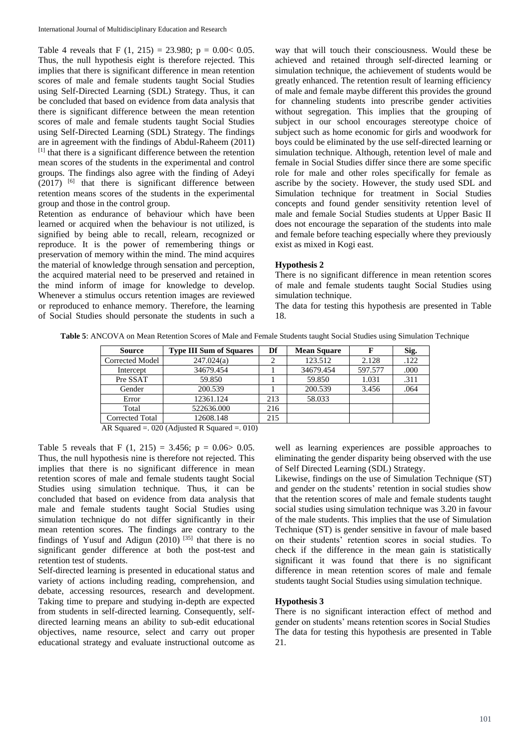Table 4 reveals that F (1, 215) = 23.980; p = 0.00< 0.05. Thus, the null hypothesis eight is therefore rejected. This implies that there is significant difference in mean retention scores of male and female students taught Social Studies using Self-Directed Learning (SDL) Strategy. Thus, it can be concluded that based on evidence from data analysis that there is significant difference between the mean retention scores of male and female students taught Social Studies using Self-Directed Learning (SDL) Strategy. The findings are in agreement with the findings of Abdul-Raheem (2011) [1] that there is a significant difference between the retention mean scores of the students in the experimental and control groups. The findings also agree with the finding of Adeyi (2017) [6] that there is significant difference between retention means scores of the students in the experimental group and those in the control group.

Retention as endurance of behaviour which have been learned or acquired when the behaviour is not utilized, is signified by being able to recall, relearn, recognized or reproduce. It is the power of remembering things or preservation of memory within the mind. The mind acquires the material of knowledge through sensation and perception, the acquired material need to be preserved and retained in the mind inform of image for knowledge to develop. Whenever a stimulus occurs retention images are reviewed or reproduced to enhance memory. Therefore, the learning of Social Studies should personate the students in such a way that will touch their consciousness. Would these be achieved and retained through self-directed learning or simulation technique, the achievement of students would be greatly enhanced. The retention result of learning efficiency of male and female maybe different this provides the ground for channeling students into prescribe gender activities without segregation. This implies that the grouping of subject in our school encourages stereotype choice of subject such as home economic for girls and woodwork for boys could be eliminated by the use self-directed learning or simulation technique. Although, retention level of male and female in Social Studies differ since there are some specific role for male and other roles specifically for female as ascribe by the society. However, the study used SDL and Simulation technique for treatment in Social Studies concepts and found gender sensitivity retention level of male and female Social Studies students at Upper Basic II does not encourage the separation of the students into male and female before teaching especially where they previously exist as mixed in Kogi east.

**Hypothesis 2**

There is no significant difference in mean retention scores of male and female students taught Social Studies using simulation technique.

The data for testing this hypothesis are presented in Table 18.

**Table 5**: ANCOVA on Mean Retention Scores of Male and Female Students taught Social Studies using Simulation Technique

| Source | Type III Sum of Squares | Df | Mean Square | F | Sig. |
|---|---|---|---|---|---|
| Corrected Model | 247.024(a) | 2 | 123.512 | 2.128 | .122 |
| Intercept | 34679.454 | 1 | 34679.454 | 597.577 | .000 |
| Pre SSAT | 59.850 | 1 | 59.850 | 1.031 | .311 |
| Gender | 200.539 | 1 | 200.539 | 3.456 | .064 |
| Error | 12361.124 | 213 | 58.033 | | |
| Total | 522636.000 | 216 | | | |
| Corrected Total | 12608.148 | 215 | | | |

AR Squared =. 020 (Adjusted R Squared =. 010)

Table 5 reveals that F (1, 215) = 3.456; p = 0.06> 0.05. Thus, the null hypothesis nine is therefore not rejected. This implies that there is no significant difference in mean retention scores of male and female students taught Social Studies using simulation technique. Thus, it can be concluded that based on evidence from data analysis that male and female students taught Social Studies using simulation technique do not differ significantly in their mean retention scores. The findings are contrary to the findings of Yusuf and Adigun (2010) [35] that there is no significant gender difference at both the post-test and retention test of students.

Self-directed learning is presented in educational status and variety of actions including reading, comprehension, and debate, accessing resources, research and development. Taking time to prepare and studying in-depth are expected from students in self-directed learning. Consequently, self-directed learning means an ability to sub-edit educational objectives, name resource, select and carry out proper educational strategy and evaluate instructional outcome as well as learning experiences are possible approaches to eliminating the gender disparity being observed with the use of Self Directed Learning (SDL) Strategy.

Likewise, findings on the use of Simulation Technique (ST) and gender on the students' retention in social studies show that the retention scores of male and female students taught social studies using simulation technique was 3.20 in favour of the male students. This implies that the use of Simulation Technique (ST) is gender sensitive in favour of male based on their students' retention scores in social studies. To check if the difference in the mean gain is statistically significant it was found that there is no significant difference in mean retention scores of male and female students taught Social Studies using simulation technique.

**Hypothesis 3**

There is no significant interaction effect of method and gender on students' means retention scores in Social Studies The data for testing this hypothesis are presented in Table 21.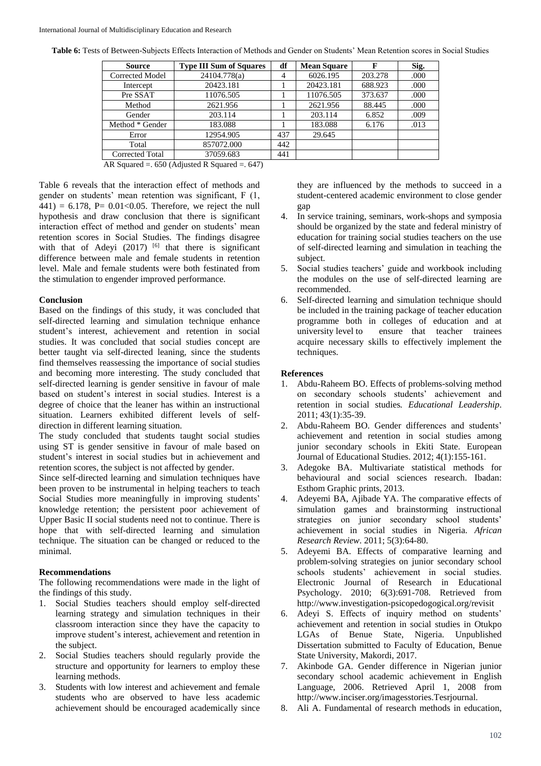**Table 6:** Tests of Between-Subjects Effects Interaction of Methods and Gender on Students' Mean Retention scores in Social Studies

| Source | Type III Sum of Squares | df | Mean Square | F | Sig. |
|---|---|---|---|---|---|
| Corrected Model | 24104.778(a) | 4 | 6026.195 | 203.278 | .000 |
| Intercept | 20423.181 | 1 | 20423.181 | 688.923 | .000 |
| Pre SSAT | 11076.505 | 1 | 11076.505 | 373.637 | .000 |
| Method | 2621.956 | 1 | 2621.956 | 88.445 | .000 |
| Gender | 203.114 | 1 | 203.114 | 6.852 | .009 |
| Method * Gender | 183.088 | 1 | 183.088 | 6.176 | .013 |
| Error | 12954.905 | 437 | 29.645 | | |
| Total | 857072.000 | 442 | | | |
| Corrected Total | 37059.683 | 441 | | | |

AR Squared =. 650 (Adjusted R Squared =. 647)

Table 6 reveals that the interaction effect of methods and gender on students' mean retention was significant, F (1, 441) = 6.178, P= 0.01<0.05. Therefore, we reject the null hypothesis and draw conclusion that there is significant interaction effect of method and gender on students' mean retention scores in Social Studies. The findings disagree with that of Adeyi (2017) [6] that there is significant difference between male and female students in retention level. Male and female students were both festinated from the stimulation to engender improved performance.

### Conclusion

Based on the findings of this study, it was concluded that self-directed learning and simulation technique enhance student's interest, achievement and retention in social studies. It was concluded that social studies concept are better taught via self-directed leaning, since the students find themselves reassessing the importance of social studies and becoming more interesting. The study concluded that self-directed learning is gender sensitive in favour of male based on student's interest in social studies. Interest is a degree of choice that the leaner has within an instructional situation. Learners exhibited different levels of self-direction in different learning situation.

The study concluded that students taught social studies using ST is gender sensitive in favour of male based on student's interest in social studies but in achievement and retention scores, the subject is not affected by gender.

Since self-directed learning and simulation techniques have been proven to be instrumental in helping teachers to teach Social Studies more meaningfully in improving students' knowledge retention; the persistent poor achievement of Upper Basic II social students need not to continue. There is hope that with self-directed learning and simulation technique. The situation can be changed or reduced to the minimal.

### Recommendations

The following recommendations were made in the light of the findings of this study.

1. Social Studies teachers should employ self-directed learning strategy and simulation techniques in their classroom interaction since they have the capacity to improve student's interest, achievement and retention in the subject.
2. Social Studies teachers should regularly provide the structure and opportunity for learners to employ these learning methods.
3. Students with low interest and achievement and female students who are observed to have less academic achievement should be encouraged academically since they are influenced by the methods to succeed in a student-centered academic environment to close gender gap
4. In service training, seminars, work-shops and symposia should be organized by the state and federal ministry of education for training social studies teachers on the use of self-directed learning and simulation in teaching the subject.
5. Social studies teachers' guide and workbook including the modules on the use of self-directed learning are recommended.
6. Self-directed learning and simulation technique should be included in the training package of teacher education programme both in colleges of education and at university level to ensure that teacher trainees acquire necessary skills to effectively implement the techniques.

### References

1. Abdu-Raheem BO. Effects of problems-solving method on secondary schools students' achievement and retention in social studies. *Educational Leadership*. 2011; 43(1):35-39.
2. Abdu-Raheem BO. Gender differences and students' achievement and retention in social studies among junior secondary schools in Ekiti State. European Journal of Educational Studies. 2012; 4(1):155-161.
3. Adegoke BA. Multivariate statistical methods for behavioural and social sciences research. Ibadan: Esthom Graphic prints, 2013.
4. Adeyemi BA, Ajibade YA. The comparative effects of simulation games and brainstorming instructional strategies on junior secondary school students' achievement in social studies in Nigeria. *African Research Review*. 2011; 5(3):64-80.
5. Adeyemi BA. Effects of comparative learning and problem-solving strategies on junior secondary school schools students' achievement in social studies. Electronic Journal of Research in Educational Psychology. 2010; 6(3):691-708. Retrieved from http://www.investigation-psicopedogogical.org/revisit
6. Adeyi S. Effects of inquiry method on students' achievement and retention in social studies in Otukpo LGAs of Benue State, Nigeria. Unpublished Dissertation submitted to Faculty of Education, Benue State University, Makordi, 2017.
7. Akinbode GA. Gender difference in Nigerian junior secondary school academic achievement in English Language, 2006. Retrieved April 1, 2008 from http://www.inciser.org/imagesstories.Tesrjournal.
8. Ali A. Fundamental of research methods in education,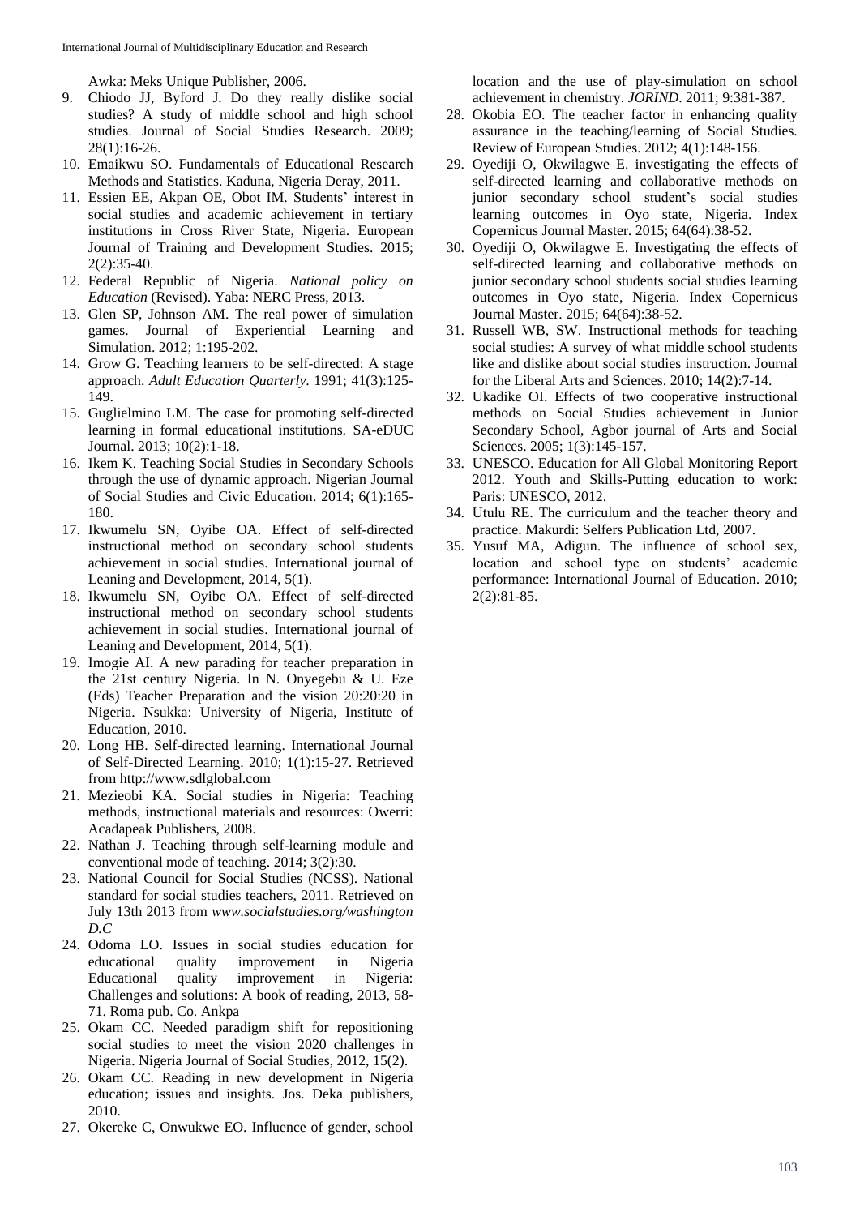Awka: Meks Unique Publisher, 2006.

9. Chiodo JJ, Byford J. Do they really dislike social studies? A study of middle school and high school studies. Journal of Social Studies Research. 2009; 28(1):16-26.
10. Emaikwu SO. Fundamentals of Educational Research Methods and Statistics. Kaduna, Nigeria Deray, 2011.
11. Essien EE, Akpan OE, Obot IM. Students' interest in social studies and academic achievement in tertiary institutions in Cross River State, Nigeria. European Journal of Training and Development Studies. 2015; 2(2):35-40.
12. Federal Republic of Nigeria. *National policy on Education* (Revised). Yaba: NERC Press, 2013.
13. Glen SP, Johnson AM. The real power of simulation games. Journal of Experiential Learning and Simulation. 2012; 1:195-202.
14. Grow G. Teaching learners to be self-directed: A stage approach. *Adult Education Quarterly*. 1991; 41(3):125-149.
15. Guglielmino LM. The case for promoting self-directed learning in formal educational institutions. SA-eDUC Journal. 2013; 10(2):1-18.
16. Ikem K. Teaching Social Studies in Secondary Schools through the use of dynamic approach. Nigerian Journal of Social Studies and Civic Education. 2014; 6(1):165-180.
17. Ikwumelu SN, Oyibe OA. Effect of self-directed instructional method on secondary school students achievement in social studies. International journal of Leaning and Development, 2014, 5(1).
18. Ikwumelu SN, Oyibe OA. Effect of self-directed instructional method on secondary school students achievement in social studies. International journal of Leaning and Development, 2014, 5(1).
19. Imogie AI. A new parading for teacher preparation in the 21st century Nigeria. In N. Onyegebu & U. Eze (Eds) Teacher Preparation and the vision 20:20:20 in Nigeria. Nsukka: University of Nigeria, Institute of Education, 2010.
20. Long HB. Self-directed learning. International Journal of Self-Directed Learning. 2010; 1(1):15-27. Retrieved from http://www.sdlglobal.com
21. Mezieobi KA. Social studies in Nigeria: Teaching methods, instructional materials and resources: Owerri: Acadapeak Publishers, 2008.
22. Nathan J. Teaching through self-learning module and conventional mode of teaching. 2014; 3(2):30.
23. National Council for Social Studies (NCSS). National standard for social studies teachers, 2011. Retrieved on July 13th 2013 from *www.socialstudies.org/washington D.C*
24. Odoma LO. Issues in social studies education for educational quality improvement in Nigeria Educational quality improvement in Nigeria: Challenges and solutions: A book of reading, 2013, 58-71. Roma pub. Co. Ankpa
25. Okam CC. Needed paradigm shift for repositioning social studies to meet the vision 2020 challenges in Nigeria. Nigeria Journal of Social Studies, 2012, 15(2).
26. Okam CC. Reading in new development in Nigeria education; issues and insights. Jos. Deka publishers, 2010.
27. Okereke C, Onwukwe EO. Influence of gender, school location and the use of play-simulation on school achievement in chemistry. *JORIND*. 2011; 9:381-387.
28. Okobia EO. The teacher factor in enhancing quality assurance in the teaching/learning of Social Studies. Review of European Studies. 2012; 4(1):148-156.
29. Oyediji O, Okwilagwe E. investigating the effects of self-directed learning and collaborative methods on junior secondary school student's social studies learning outcomes in Oyo state, Nigeria. Index Copernicus Journal Master. 2015; 64(64):38-52.
30. Oyediji O, Okwilagwe E. Investigating the effects of self-directed learning and collaborative methods on junior secondary school students social studies learning outcomes in Oyo state, Nigeria. Index Copernicus Journal Master. 2015; 64(64):38-52.
31. Russell WB, SW. Instructional methods for teaching social studies: A survey of what middle school students like and dislike about social studies instruction. Journal for the Liberal Arts and Sciences. 2010; 14(2):7-14.
32. Ukadike OI. Effects of two cooperative instructional methods on Social Studies achievement in Junior Secondary School, Agbor journal of Arts and Social Sciences. 2005; 1(3):145-157.
33. UNESCO. Education for All Global Monitoring Report 2012. Youth and Skills-Putting education to work: Paris: UNESCO, 2012.
34. Utulu RE. The curriculum and the teacher theory and practice. Makurdi: Selfers Publication Ltd, 2007.
35. Yusuf MA, Adigun. The influence of school sex, location and school type on students' academic performance: International Journal of Education. 2010; 2(2):81-85.